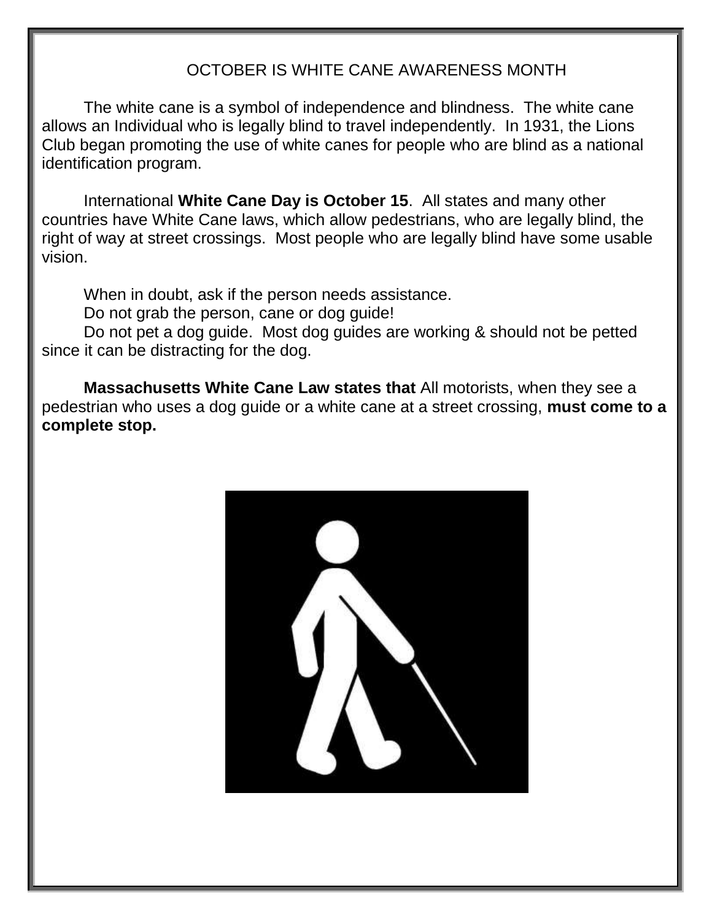# OCTOBER IS WHITE CANE AWARENESS MONTH

The white cane is a symbol of independence and blindness. The white cane allows an Individual who is legally blind to travel independently. In 1931, the Lions Club began promoting the use of white canes for people who are blind as a national identification program.

International **White Cane Day is October 15**. All states and many other countries have White Cane laws, which allow pedestrians, who are legally blind, the right of way at street crossings. Most people who are legally blind have some usable vision.

When in doubt, ask if the person needs assistance.
Do not grab the person, cane or dog guide!
Do not pet a dog guide. Most dog guides are working & should not be petted since it can be distracting for the dog.

**Massachusetts White Cane Law states that** All motorists, when they see a pedestrian who uses a dog guide or a white cane at a street crossing, **must come to a complete stop.**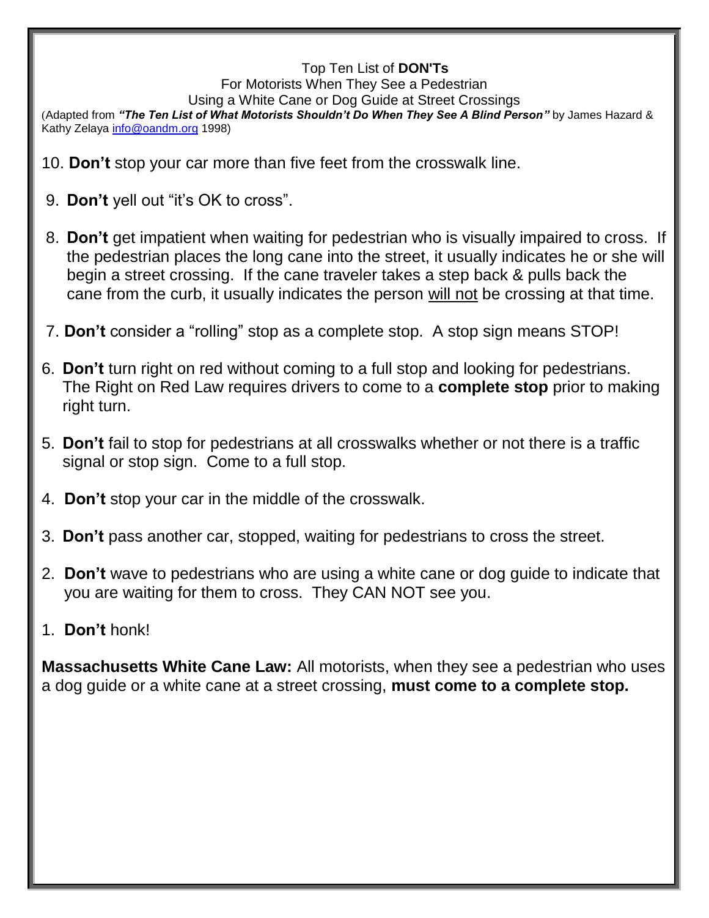Top Ten List of **DON'Ts**
For Motorists When They See a Pedestrian
Using a White Cane or Dog Guide at Street Crossings

(Adapted from ***"The Ten List of What Motorists Shouldn't Do When They See A Blind Person"*** by James Hazard & Kathy Zelaya info@oandm.org 1998)

10. **Don't** stop your car more than five feet from the crosswalk line.

9. **Don't** yell out "it's OK to cross".

8. **Don't** get impatient when waiting for pedestrian who is visually impaired to cross. If the pedestrian places the long cane into the street, it usually indicates he or she will begin a street crossing. If the cane traveler takes a step back & pulls back the cane from the curb, it usually indicates the person will not be crossing at that time.

7. **Don't** consider a "rolling" stop as a complete stop. A stop sign means STOP!

6. **Don't** turn right on red without coming to a full stop and looking for pedestrians. The Right on Red Law requires drivers to come to a **complete stop** prior to making right turn.

5. **Don't** fail to stop for pedestrians at all crosswalks whether or not there is a traffic signal or stop sign. Come to a full stop.

4. **Don't** stop your car in the middle of the crosswalk.

3. **Don't** pass another car, stopped, waiting for pedestrians to cross the street.

2. **Don't** wave to pedestrians who are using a white cane or dog guide to indicate that you are waiting for them to cross. They CAN NOT see you.

1. **Don't** honk!

**Massachusetts White Cane Law:** All motorists, when they see a pedestrian who uses a dog guide or a white cane at a street crossing, **must come to a complete stop.**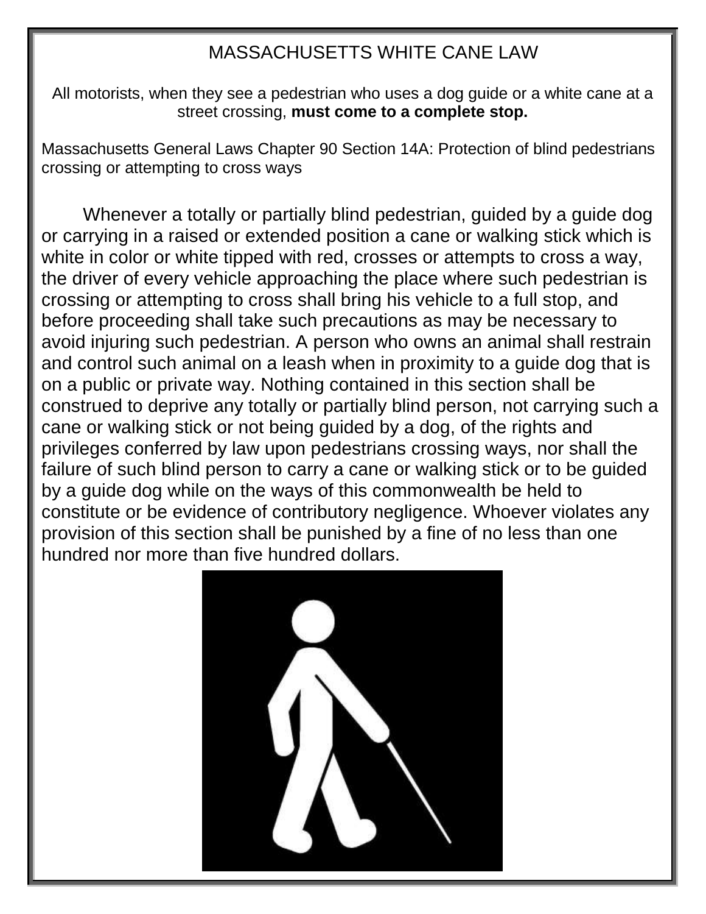# MASSACHUSETTS WHITE CANE LAW

All motorists, when they see a pedestrian who uses a dog guide or a white cane at a street crossing, **must come to a complete stop.**

Massachusetts General Laws Chapter 90 Section 14A: Protection of blind pedestrians crossing or attempting to cross ways

Whenever a totally or partially blind pedestrian, guided by a guide dog or carrying in a raised or extended position a cane or walking stick which is white in color or white tipped with red, crosses or attempts to cross a way, the driver of every vehicle approaching the place where such pedestrian is crossing or attempting to cross shall bring his vehicle to a full stop, and before proceeding shall take such precautions as may be necessary to avoid injuring such pedestrian. A person who owns an animal shall restrain and control such animal on a leash when in proximity to a guide dog that is on a public or private way. Nothing contained in this section shall be construed to deprive any totally or partially blind person, not carrying such a cane or walking stick or not being guided by a dog, of the rights and privileges conferred by law upon pedestrians crossing ways, nor shall the failure of such blind person to carry a cane or walking stick or to be guided by a guide dog while on the ways of this commonwealth be held to constitute or be evidence of contributory negligence. Whoever violates any provision of this section shall be punished by a fine of no less than one hundred nor more than five hundred dollars.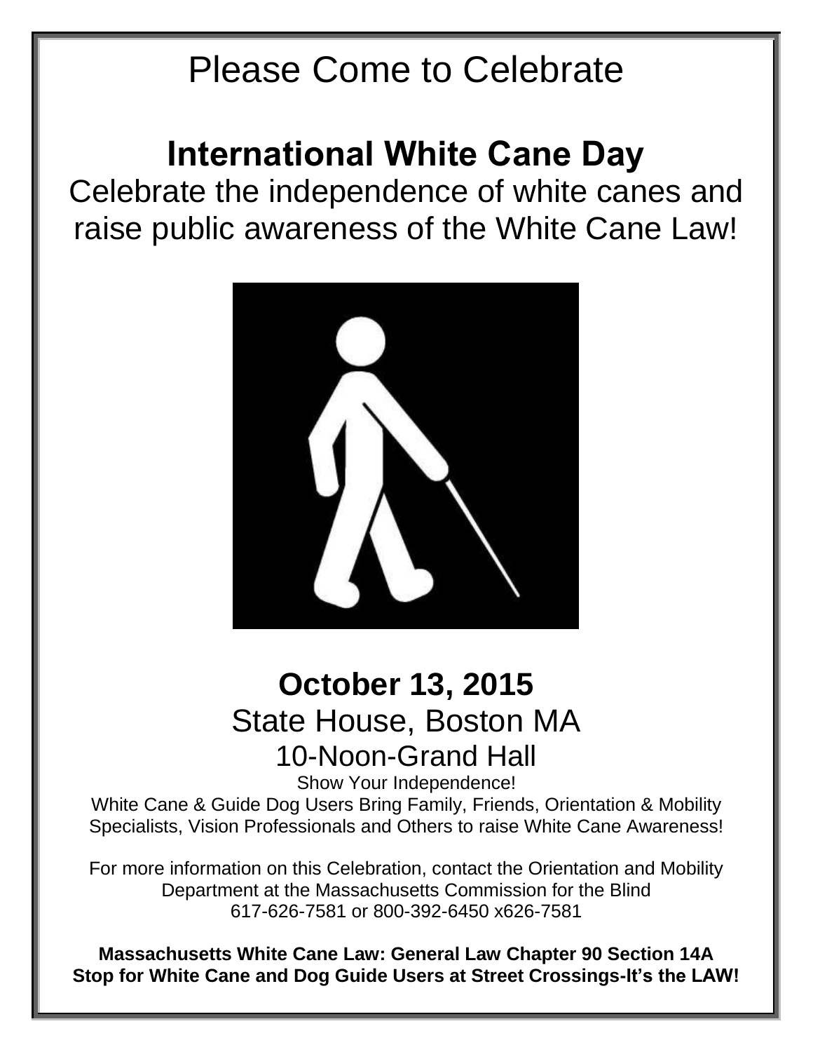Please Come to Celebrate

# International White Cane Day

Celebrate the independence of white canes and raise public awareness of the White Cane Law!

## October 13, 2015

State House, Boston MA

10-Noon-Grand Hall

Show Your Independence!

White Cane & Guide Dog Users Bring Family, Friends, Orientation & Mobility Specialists, Vision Professionals and Others to raise White Cane Awareness!

For more information on this Celebration, contact the Orientation and Mobility Department at the Massachusetts Commission for the Blind 617-626-7581 or 800-392-6450 x626-7581

**Massachusetts White Cane Law: General Law Chapter 90 Section 14A**
**Stop for White Cane and Dog Guide Users at Street Crossings-It's the LAW!**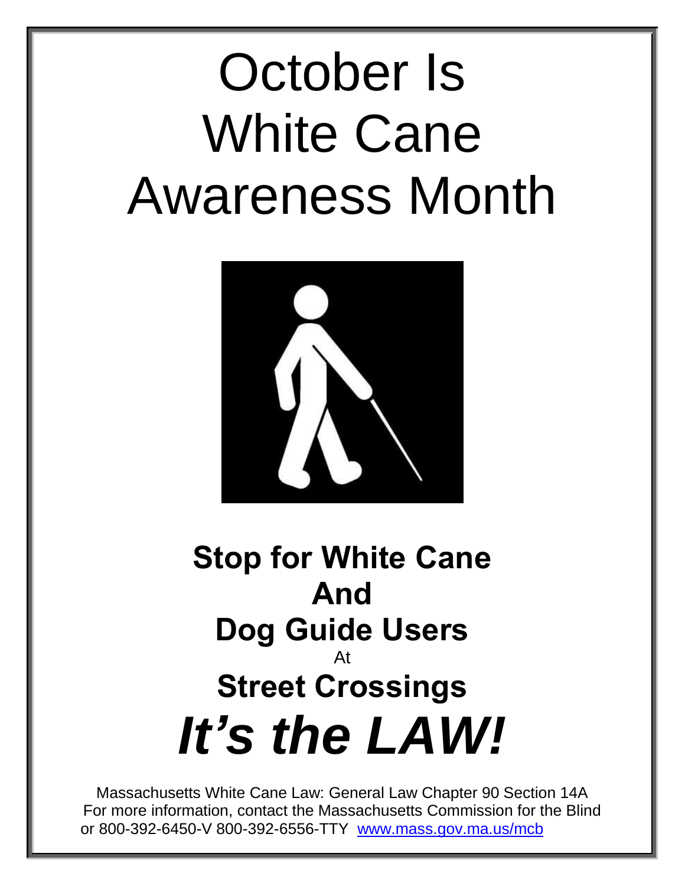# October Is White Cane Awareness Month

**Stop for White Cane**
**And**
**Dog Guide Users**
At
**Street Crossings**

***It's the LAW!***

Massachusetts White Cane Law: General Law Chapter 90 Section 14A
For more information, contact the Massachusetts Commission for the Blind
or 800-392-6450-V 800-392-6556-TTY [www.mass.gov.ma.us/mcb](www.mass.gov.ma.us/mcb)